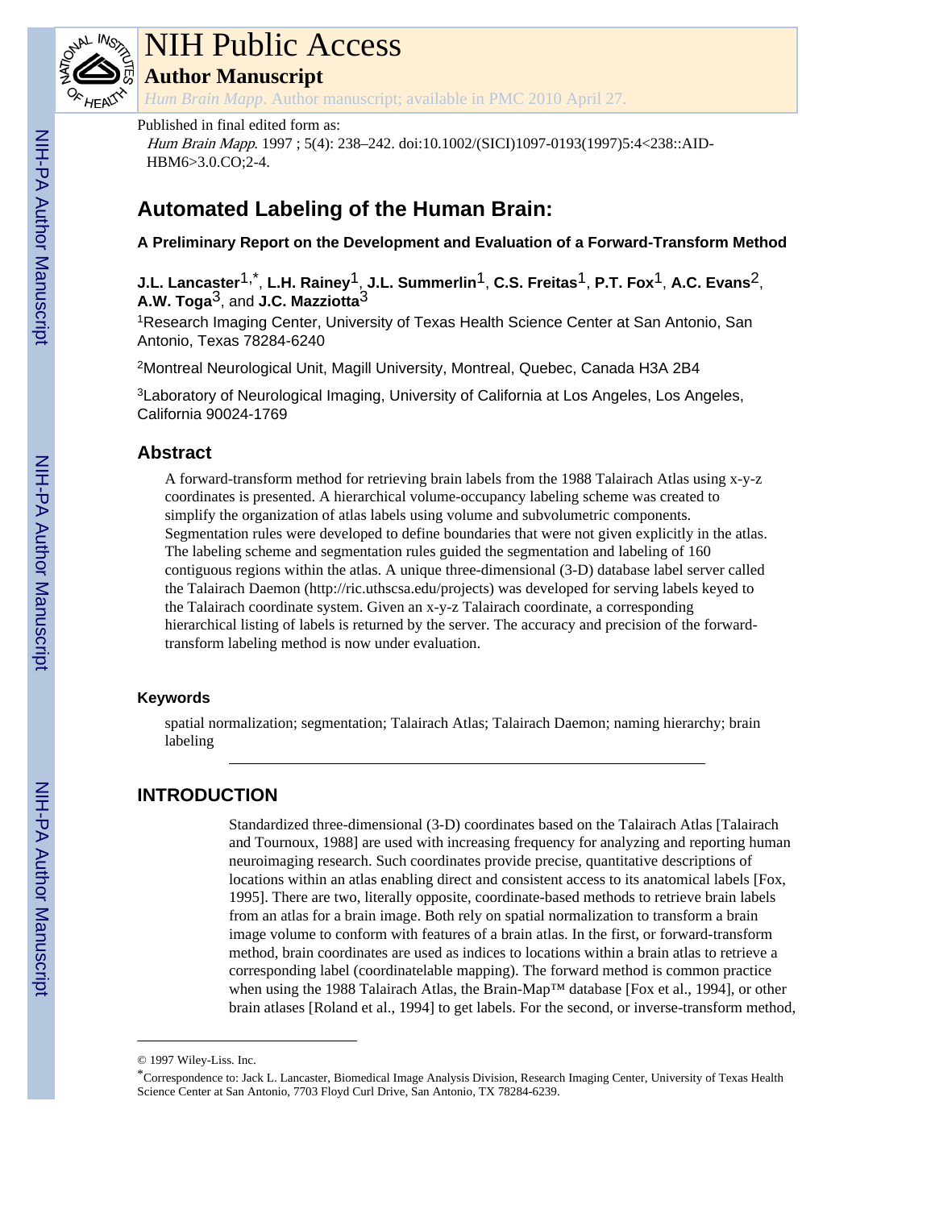# Automated Labeling of the Human Brain:

### A Preliminary Report on the Development and Evaluation of a Forward-Transform Method

**J.L. Lancaster**[1,*], **L.H. Rainey**[1], **J.L. Summerlin**[1], **C.S. Freitas**[1], **P.T. Fox**[1], **A.C. Evans**[2], **A.W. Toga**[3], and **J.C. Mazziotta**[3]

[1]Research Imaging Center, University of Texas Health Science Center at San Antonio, San Antonio, Texas 78284-6240

[2]Montreal Neurological Unit, Magill University, Montreal, Quebec, Canada H3A 2B4

[3]Laboratory of Neurological Imaging, University of California at Los Angeles, Los Angeles, California 90024-1769

## Abstract

A forward-transform method for retrieving brain labels from the 1988 Talairach Atlas using x-y-z coordinates is presented. A hierarchical volume-occupancy labeling scheme was created to simplify the organization of atlas labels using volume and subvolumetric components. Segmentation rules were developed to define boundaries that were not given explicitly in the atlas. The labeling scheme and segmentation rules guided the segmentation and labeling of 160 contiguous regions within the atlas. A unique three-dimensional (3-D) database label server called the Talairach Daemon (http://ric.uthscsa.edu/projects) was developed for serving labels keyed to the Talairach coordinate system. Given an x-y-z Talairach coordinate, a corresponding hierarchical listing of labels is returned by the server. The accuracy and precision of the forward-transform labeling method is now under evaluation.

### Keywords

spatial normalization; segmentation; Talairach Atlas; Talairach Daemon; naming hierarchy; brain labeling

## INTRODUCTION

Standardized three-dimensional (3-D) coordinates based on the Talairach Atlas [Talairach and Tournoux, 1988] are used with increasing frequency for analyzing and reporting human neuroimaging research. Such coordinates provide precise, quantitative descriptions of locations within an atlas enabling direct and consistent access to its anatomical labels [Fox, 1995]. There are two, literally opposite, coordinate-based methods to retrieve brain labels from an atlas for a brain image. Both rely on spatial normalization to transform a brain image volume to conform with features of a brain atlas. In the first, or forward-transform method, brain coordinates are used as indices to locations within a brain atlas to retrieve a corresponding label (coordinatelable mapping). The forward method is common practice when using the 1988 Talairach Atlas, the Brain-Map™ database [Fox et al., 1994], or other brain atlases [Roland et al., 1994] to get labels. For the second, or inverse-transform method,

© 1997 Wiley-Liss. Inc.

*Correspondence to: Jack L. Lancaster, Biomedical Image Analysis Division, Research Imaging Center, University of Texas Health Science Center at San Antonio, 7703 Floyd Curl Drive, San Antonio, TX 78284-6239.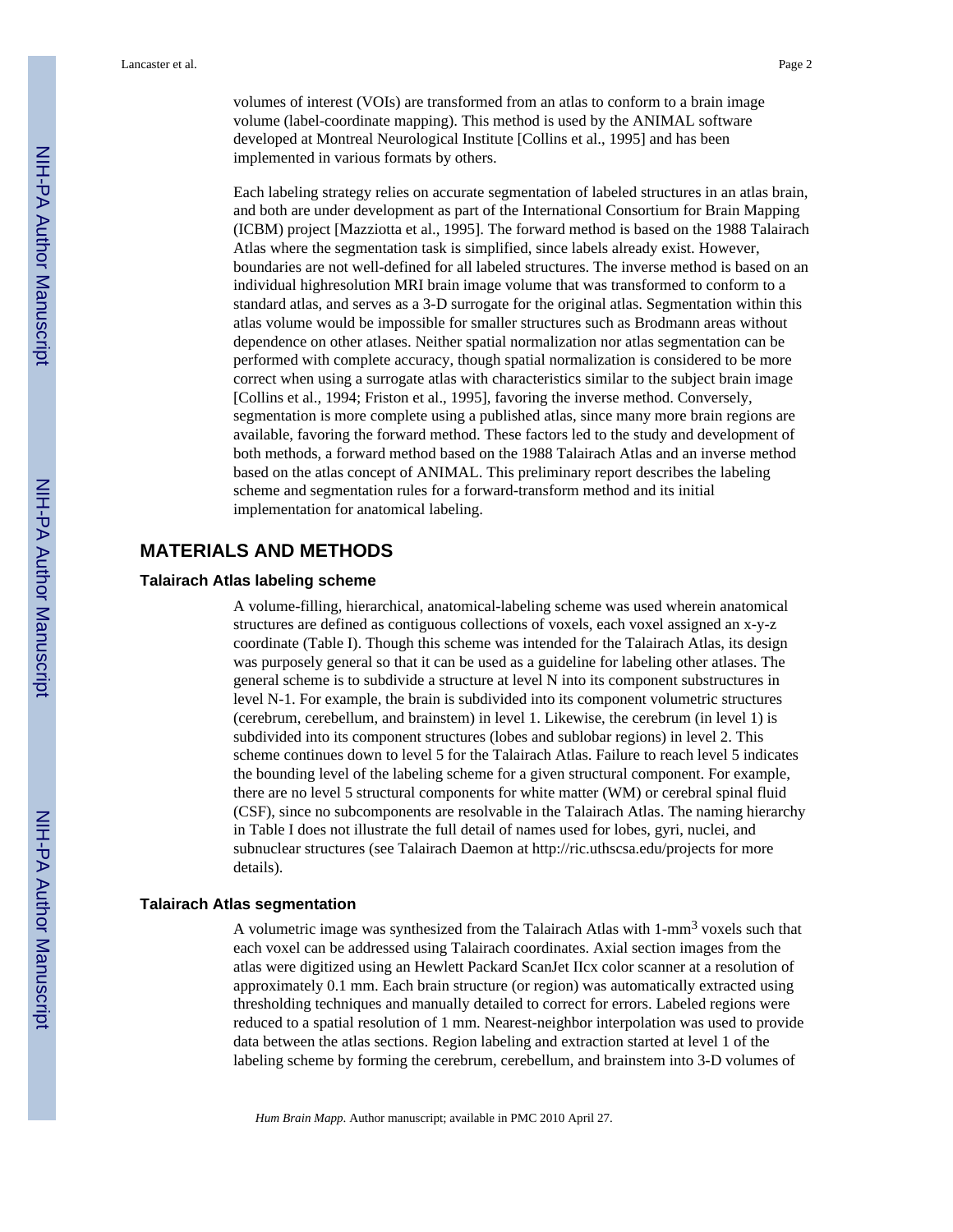volumes of interest (VOIs) are transformed from an atlas to conform to a brain image volume (label-coordinate mapping). This method is used by the ANIMAL software developed at Montreal Neurological Institute [Collins et al., 1995] and has been implemented in various formats by others.

Each labeling strategy relies on accurate segmentation of labeled structures in an atlas brain, and both are under development as part of the International Consortium for Brain Mapping (ICBM) project [Mazziotta et al., 1995]. The forward method is based on the 1988 Talairach Atlas where the segmentation task is simplified, since labels already exist. However, boundaries are not well-defined for all labeled structures. The inverse method is based on an individual highresolution MRI brain image volume that was transformed to conform to a standard atlas, and serves as a 3-D surrogate for the original atlas. Segmentation within this atlas volume would be impossible for smaller structures such as Brodmann areas without dependence on other atlases. Neither spatial normalization nor atlas segmentation can be performed with complete accuracy, though spatial normalization is considered to be more correct when using a surrogate atlas with characteristics similar to the subject brain image [Collins et al., 1994; Friston et al., 1995], favoring the inverse method. Conversely, segmentation is more complete using a published atlas, since many more brain regions are available, favoring the forward method. These factors led to the study and development of both methods, a forward method based on the 1988 Talairach Atlas and an inverse method based on the atlas concept of ANIMAL. This preliminary report describes the labeling scheme and segmentation rules for a forward-transform method and its initial implementation for anatomical labeling.

## MATERIALS AND METHODS

### Talairach Atlas labeling scheme

A volume-filling, hierarchical, anatomical-labeling scheme was used wherein anatomical structures are defined as contiguous collections of voxels, each voxel assigned an x-y-z coordinate (Table I). Though this scheme was intended for the Talairach Atlas, its design was purposely general so that it can be used as a guideline for labeling other atlases. The general scheme is to subdivide a structure at level N into its component substructures in level N-1. For example, the brain is subdivided into its component volumetric structures (cerebrum, cerebellum, and brainstem) in level 1. Likewise, the cerebrum (in level 1) is subdivided into its component structures (lobes and sublobar regions) in level 2. This scheme continues down to level 5 for the Talairach Atlas. Failure to reach level 5 indicates the bounding level of the labeling scheme for a given structural component. For example, there are no level 5 structural components for white matter (WM) or cerebral spinal fluid (CSF), since no subcomponents are resolvable in the Talairach Atlas. The naming hierarchy in Table I does not illustrate the full detail of names used for lobes, gyri, nuclei, and subnuclear structures (see Talairach Daemon at http://ric.uthscsa.edu/projects for more details).

### Talairach Atlas segmentation

A volumetric image was synthesized from the Talairach Atlas with 1-mm$^3$ voxels such that each voxel can be addressed using Talairach coordinates. Axial section images from the atlas were digitized using an Hewlett Packard ScanJet IIcx color scanner at a resolution of approximately 0.1 mm. Each brain structure (or region) was automatically extracted using thresholding techniques and manually detailed to correct for errors. Labeled regions were reduced to a spatial resolution of 1 mm. Nearest-neighbor interpolation was used to provide data between the atlas sections. Region labeling and extraction started at level 1 of the labeling scheme by forming the cerebrum, cerebellum, and brainstem into 3-D volumes of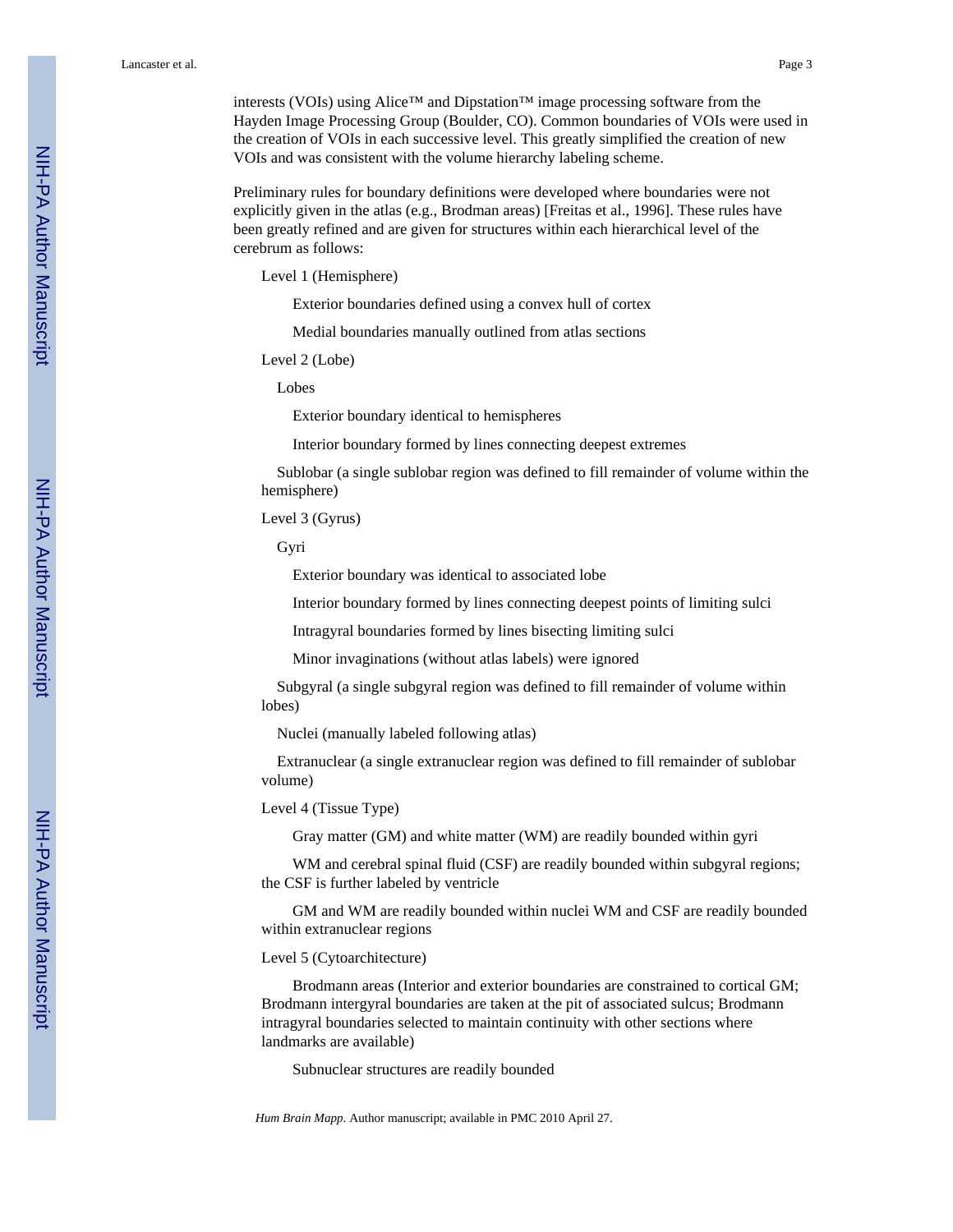interests (VOIs) using Alice™ and Dipstation™ image processing software from the Hayden Image Processing Group (Boulder, CO). Common boundaries of VOIs were used in the creation of VOIs in each successive level. This greatly simplified the creation of new VOIs and was consistent with the volume hierarchy labeling scheme.

Preliminary rules for boundary definitions were developed where boundaries were not explicitly given in the atlas (e.g., Brodman areas) [Freitas et al., 1996]. These rules have been greatly refined and are given for structures within each hierarchical level of the cerebrum as follows:

- Level 1 (Hemisphere)
  - Exterior boundaries defined using a convex hull of cortex
  - Medial boundaries manually outlined from atlas sections
- Level 2 (Lobe)
  - Lobes
    - Exterior boundary identical to hemispheres
    - Interior boundary formed by lines connecting deepest extremes
  - Sublobar (a single sublobar region was defined to fill remainder of volume within the hemisphere)
- Level 3 (Gyrus)
  - Gyri
    - Exterior boundary was identical to associated lobe
    - Interior boundary formed by lines connecting deepest points of limiting sulci
    - Intragyral boundaries formed by lines bisecting limiting sulci
    - Minor invaginations (without atlas labels) were ignored
  - Subgyral (a single subgyral region was defined to fill remainder of volume within lobes)
  - Nuclei (manually labeled following atlas)
  - Extranuclear (a single extranuclear region was defined to fill remainder of sublobar volume)
- Level 4 (Tissue Type)
  - Gray matter (GM) and white matter (WM) are readily bounded within gyri
  - WM and cerebral spinal fluid (CSF) are readily bounded within subgyral regions; the CSF is further labeled by ventricle
  - GM and WM are readily bounded within nuclei WM and CSF are readily bounded within extranuclear regions
- Level 5 (Cytoarchitecture)
  - Brodmann areas (Interior and exterior boundaries are constrained to cortical GM; Brodmann intergyral boundaries are taken at the pit of associated sulcus; Brodmann intragyral boundaries selected to maintain continuity with other sections where landmarks are available)
  - Subnuclear structures are readily bounded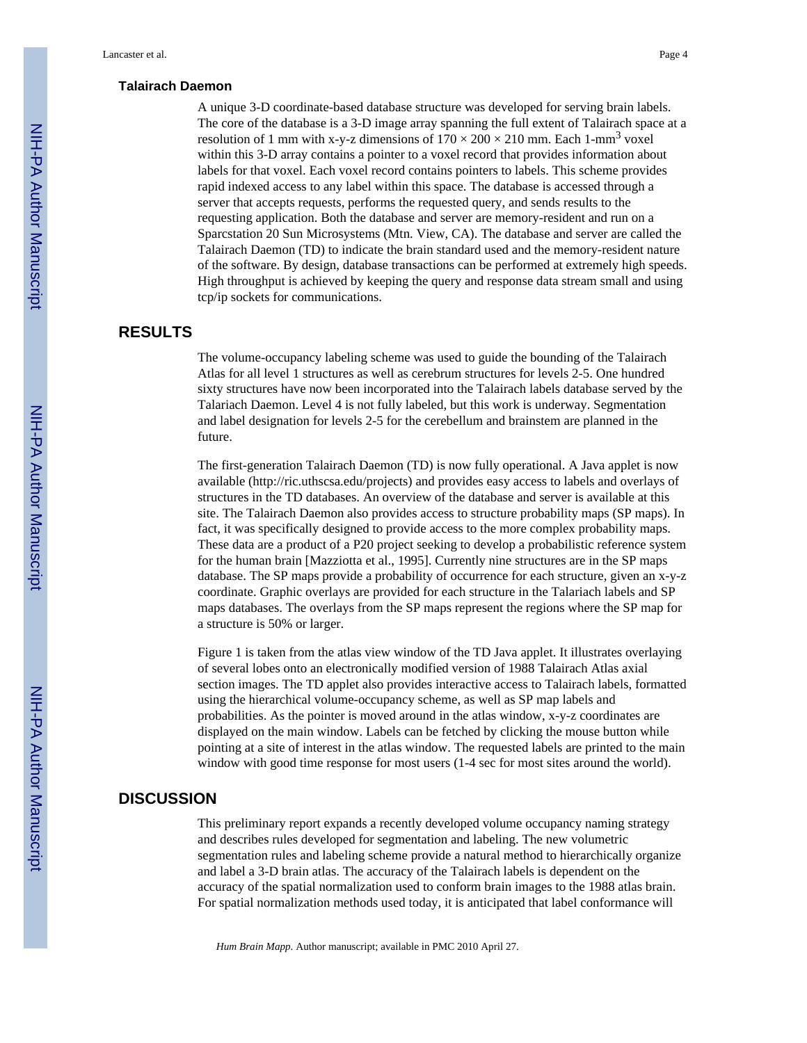### Talairach Daemon

A unique 3-D coordinate-based database structure was developed for serving brain labels. The core of the database is a 3-D image array spanning the full extent of Talairach space at a resolution of 1 mm with x-y-z dimensions of $170 \times 200 \times 210$ mm. Each 1-mm$^3$ voxel within this 3-D array contains a pointer to a voxel record that provides information about labels for that voxel. Each voxel record contains pointers to labels. This scheme provides rapid indexed access to any label within this space. The database is accessed through a server that accepts requests, performs the requested query, and sends results to the requesting application. Both the database and server are memory-resident and run on a Sparcstation 20 Sun Microsystems (Mtn. View, CA). The database and server are called the Talairach Daemon (TD) to indicate the brain standard used and the memory-resident nature of the software. By design, database transactions can be performed at extremely high speeds. High throughput is achieved by keeping the query and response data stream small and using tcp/ip sockets for communications.

## RESULTS

The volume-occupancy labeling scheme was used to guide the bounding of the Talairach Atlas for all level 1 structures as well as cerebrum structures for levels 2-5. One hundred sixty structures have now been incorporated into the Talairach labels database served by the Talariach Daemon. Level 4 is not fully labeled, but this work is underway. Segmentation and label designation for levels 2-5 for the cerebellum and brainstem are planned in the future.

The first-generation Talairach Daemon (TD) is now fully operational. A Java applet is now available (http://ric.uthscsa.edu/projects) and provides easy access to labels and overlays of structures in the TD databases. An overview of the database and server is available at this site. The Talairach Daemon also provides access to structure probability maps (SP maps). In fact, it was specifically designed to provide access to the more complex probability maps. These data are a product of a P20 project seeking to develop a probabilistic reference system for the human brain [Mazziotta et al., 1995]. Currently nine structures are in the SP maps database. The SP maps provide a probability of occurrence for each structure, given an x-y-z coordinate. Graphic overlays are provided for each structure in the Talariach labels and SP maps databases. The overlays from the SP maps represent the regions where the SP map for a structure is 50% or larger.

Figure 1 is taken from the atlas view window of the TD Java applet. It illustrates overlaying of several lobes onto an electronically modified version of 1988 Talairach Atlas axial section images. The TD applet also provides interactive access to Talairach labels, formatted using the hierarchical volume-occupancy scheme, as well as SP map labels and probabilities. As the pointer is moved around in the atlas window, x-y-z coordinates are displayed on the main window. Labels can be fetched by clicking the mouse button while pointing at a site of interest in the atlas window. The requested labels are printed to the main window with good time response for most users (1-4 sec for most sites around the world).

## DISCUSSION

This preliminary report expands a recently developed volume occupancy naming strategy and describes rules developed for segmentation and labeling. The new volumetric segmentation rules and labeling scheme provide a natural method to hierarchically organize and label a 3-D brain atlas. The accuracy of the Talairach labels is dependent on the accuracy of the spatial normalization used to conform brain images to the 1988 atlas brain. For spatial normalization methods used today, it is anticipated that label conformance will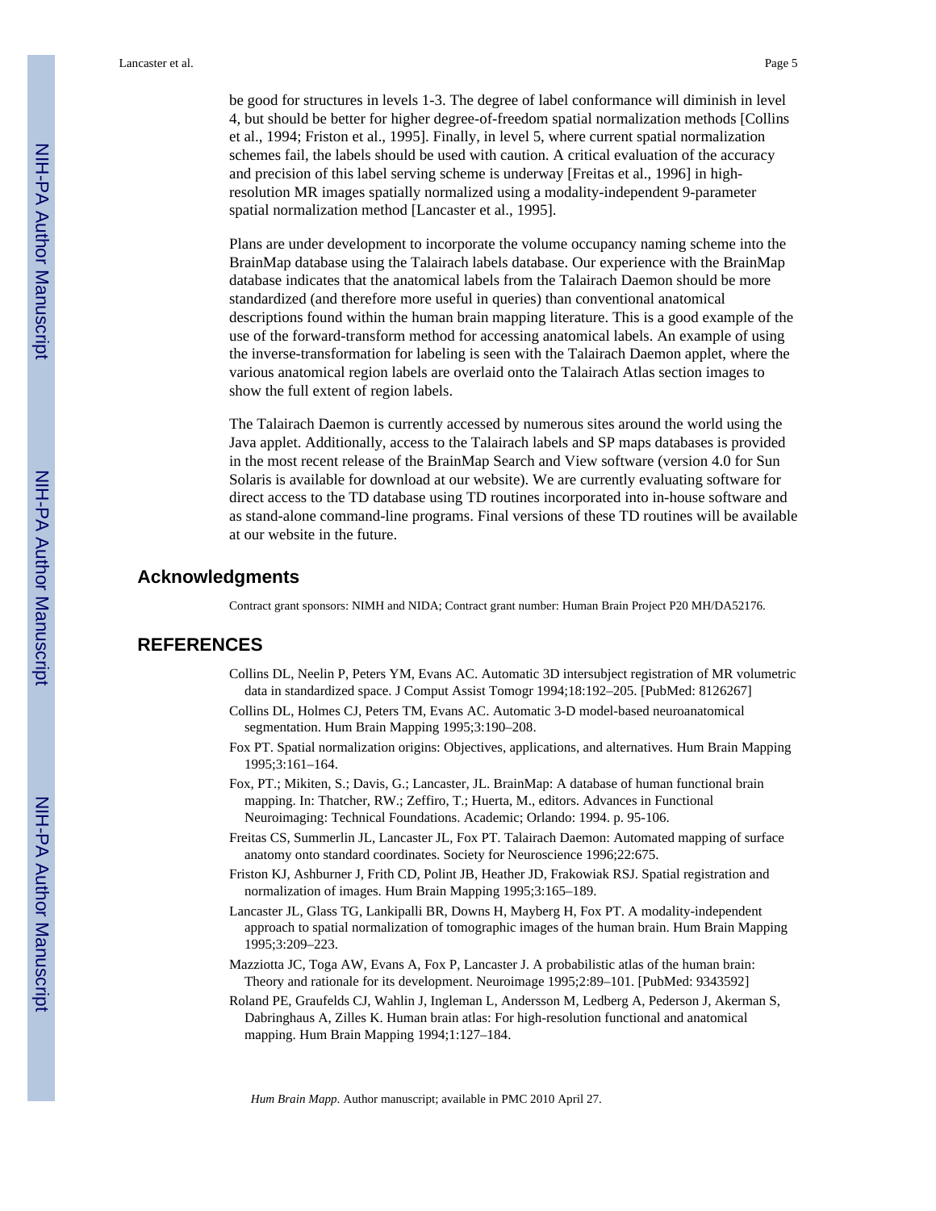be good for structures in levels 1-3. The degree of label conformance will diminish in level 4, but should be better for higher degree-of-freedom spatial normalization methods [Collins et al., 1994; Friston et al., 1995]. Finally, in level 5, where current spatial normalization schemes fail, the labels should be used with caution. A critical evaluation of the accuracy and precision of this label serving scheme is underway [Freitas et al., 1996] in high-resolution MR images spatially normalized using a modality-independent 9-parameter spatial normalization method [Lancaster et al., 1995].

Plans are under development to incorporate the volume occupancy naming scheme into the BrainMap database using the Talairach labels database. Our experience with the BrainMap database indicates that the anatomical labels from the Talairach Daemon should be more standardized (and therefore more useful in queries) than conventional anatomical descriptions found within the human brain mapping literature. This is a good example of the use of the forward-transform method for accessing anatomical labels. An example of using the inverse-transformation for labeling is seen with the Talairach Daemon applet, where the various anatomical region labels are overlaid onto the Talairach Atlas section images to show the full extent of region labels.

The Talairach Daemon is currently accessed by numerous sites around the world using the Java applet. Additionally, access to the Talairach labels and SP maps databases is provided in the most recent release of the BrainMap Search and View software (version 4.0 for Sun Solaris is available for download at our website). We are currently evaluating software for direct access to the TD database using TD routines incorporated into in-house software and as stand-alone command-line programs. Final versions of these TD routines will be available at our website in the future.

## Acknowledgments

Contract grant sponsors: NIMH and NIDA; Contract grant number: Human Brain Project P20 MH/DA52176.

## REFERENCES

Collins DL, Neelin P, Peters YM, Evans AC. Automatic 3D intersubject registration of MR volumetric data in standardized space. J Comput Assist Tomogr 1994;18:192–205. [PubMed: 8126267]

Collins DL, Holmes CJ, Peters TM, Evans AC. Automatic 3-D model-based neuroanatomical segmentation. Hum Brain Mapping 1995;3:190–208.

Fox PT. Spatial normalization origins: Objectives, applications, and alternatives. Hum Brain Mapping 1995;3:161–164.

Fox, PT.; Mikiten, S.; Davis, G.; Lancaster, JL. BrainMap: A database of human functional brain mapping. In: Thatcher, RW.; Zeffiro, T.; Huerta, M., editors. Advances in Functional Neuroimaging: Technical Foundations. Academic; Orlando: 1994. p. 95-106.

Freitas CS, Summerlin JL, Lancaster JL, Fox PT. Talairach Daemon: Automated mapping of surface anatomy onto standard coordinates. Society for Neuroscience 1996;22:675.

Friston KJ, Ashburner J, Frith CD, Polint JB, Heather JD, Frakowiak RSJ. Spatial registration and normalization of images. Hum Brain Mapping 1995;3:165–189.

Lancaster JL, Glass TG, Lankipalli BR, Downs H, Mayberg H, Fox PT. A modality-independent approach to spatial normalization of tomographic images of the human brain. Hum Brain Mapping 1995;3:209–223.

Mazziotta JC, Toga AW, Evans A, Fox P, Lancaster J. A probabilistic atlas of the human brain: Theory and rationale for its development. Neuroimage 1995;2:89–101. [PubMed: 9343592]

Roland PE, Graufelds CJ, Wahlin J, Ingleman L, Andersson M, Ledberg A, Pederson J, Akerman S, Dabringhaus A, Zilles K. Human brain atlas: For high-resolution functional and anatomical mapping. Hum Brain Mapping 1994;1:127–184.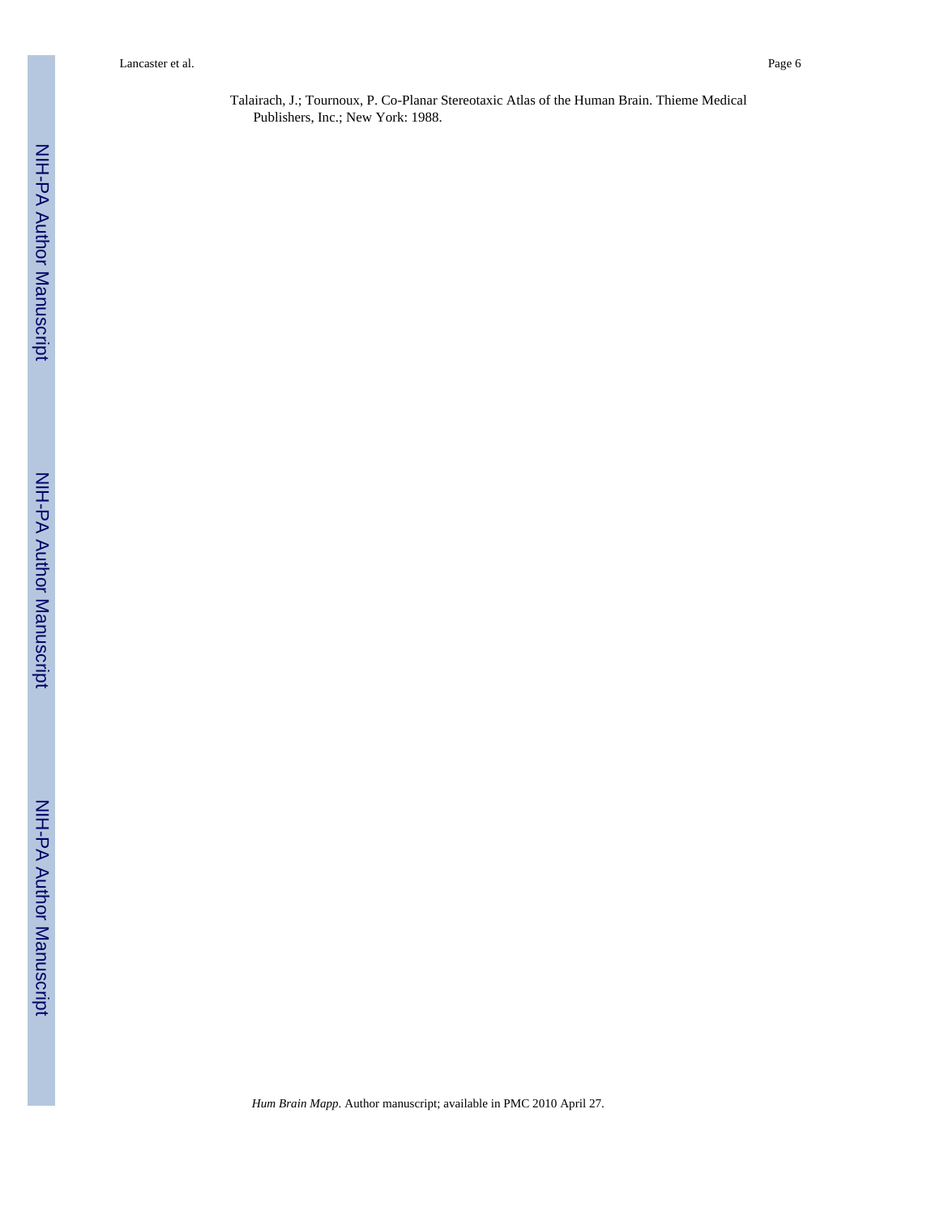Talairach, J.; Tournoux, P. Co-Planar Stereotaxic Atlas of the Human Brain. Thieme Medical Publishers, Inc.; New York: 1988.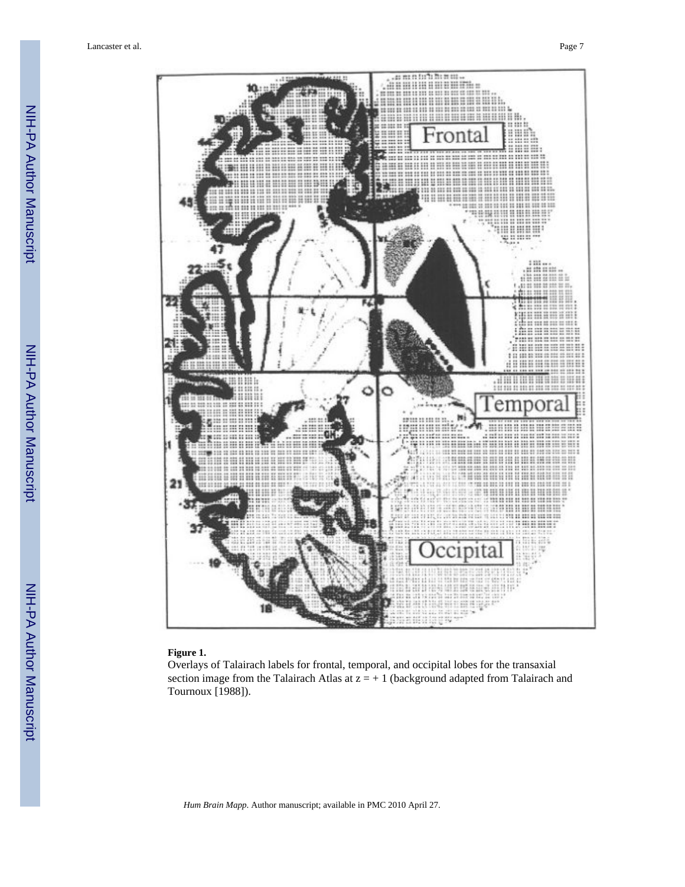**Figure 1.**

Overlays of Talairach labels for frontal, temporal, and occipital lobes for the transaxial section image from the Talairach Atlas at z = + 1 (background adapted from Talairach and Tournoux [1988]).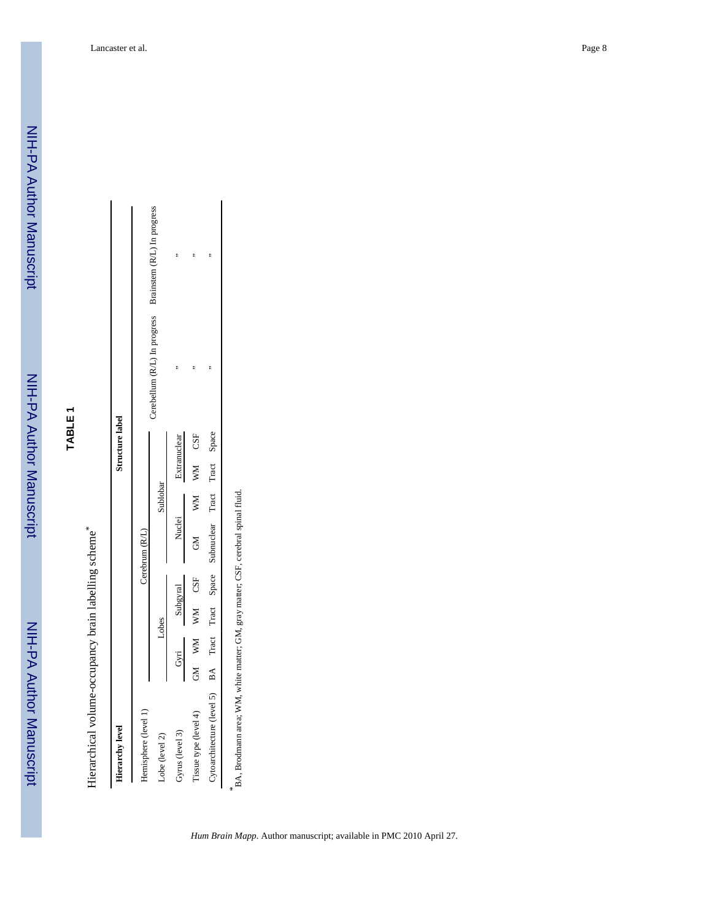**TABLE 1**

Hierarchical volume-occupancy brain labelling scheme*

| Hierarchy level | Structure label | | | | | | | | | | | |
|---|---|---|---|---|---|---|---|---|---|---|---|---|
| Hemisphere (level 1) | Cerebrum (R/L) | | | | | | | | | | Cerebellum (R/L) In progress | Brainstem (R/L) In progress |
| Lobe (level 2) | Lobes | | | | | Sublobar | | | | | ” | ” |
| Gyrus (level 3) | Gyri | | Subgyral | | | Nuclei | | Extranuclear | | | ” | ” |
| Tissue type (level 4) | GM | WM | WM | CSF | | GM | WM | WM | CSF | | ” | ” |
| Cytoarchitecture (level 5) | BA | Tract | Tract | Space | | Subnuclear | Tract | Tract | Space | | ” | ” |

*BA, Brodmann area; WM, white matter; GM, gray matter; CSF, cerebral spinal fluid.